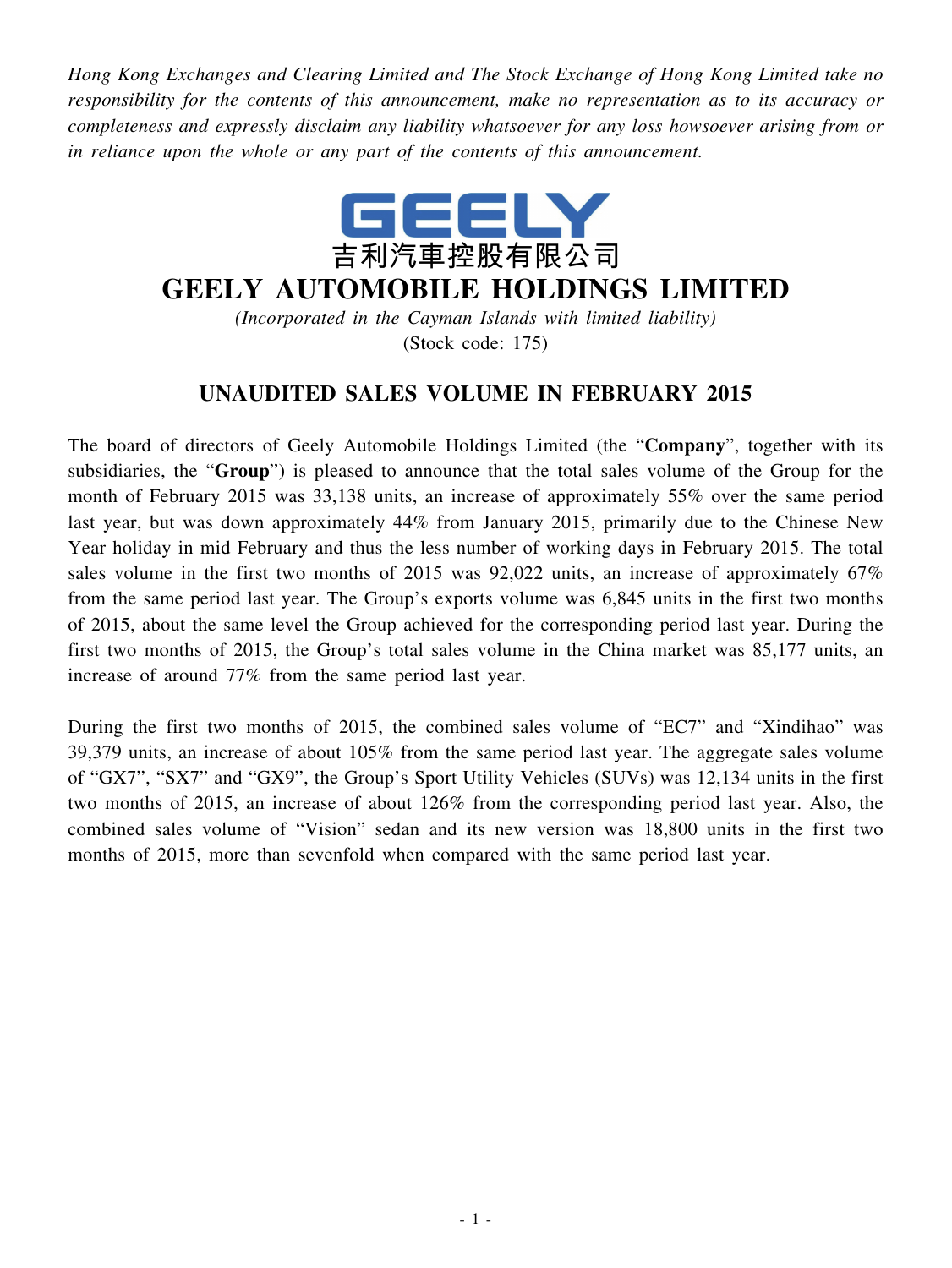*Hong Kong Exchanges and Clearing Limited and The Stock Exchange of Hong Kong Limited take no responsibility for the contents of this announcement, make no representation as to its accuracy or completeness and expressly disclaim any liability whatsoever for any loss howsoever arising from or in reliance upon the whole or any part of the contents of this announcement.*

GEELY

吉利汽車控股有限公司

# GEELY AUTOMOBILE HOLDINGS LIMITED

*(Incorporated in the Cayman Islands with limited liability)*

(Stock code: 175)

## UNAUDITED SALES VOLUME IN FEBRUARY 2015

The board of directors of Geely Automobile Holdings Limited (the "**Company**", together with its subsidiaries, the "**Group**") is pleased to announce that the total sales volume of the Group for the month of February 2015 was 33,138 units, an increase of approximately 55% over the same period last year, but was down approximately 44% from January 2015, primarily due to the Chinese New Year holiday in mid February and thus the less number of working days in February 2015. The total sales volume in the first two months of 2015 was 92,022 units, an increase of approximately 67% from the same period last year. The Group's exports volume was 6,845 units in the first two months of 2015, about the same level the Group achieved for the corresponding period last year. During the first two months of 2015, the Group's total sales volume in the China market was 85,177 units, an increase of around 77% from the same period last year.

During the first two months of 2015, the combined sales volume of "EC7" and "Xindihao" was 39,379 units, an increase of about 105% from the same period last year. The aggregate sales volume of "GX7", "SX7" and "GX9", the Group's Sport Utility Vehicles (SUVs) was 12,134 units in the first two months of 2015, an increase of about 126% from the corresponding period last year. Also, the combined sales volume of "Vision" sedan and its new version was 18,800 units in the first two months of 2015, more than sevenfold when compared with the same period last year.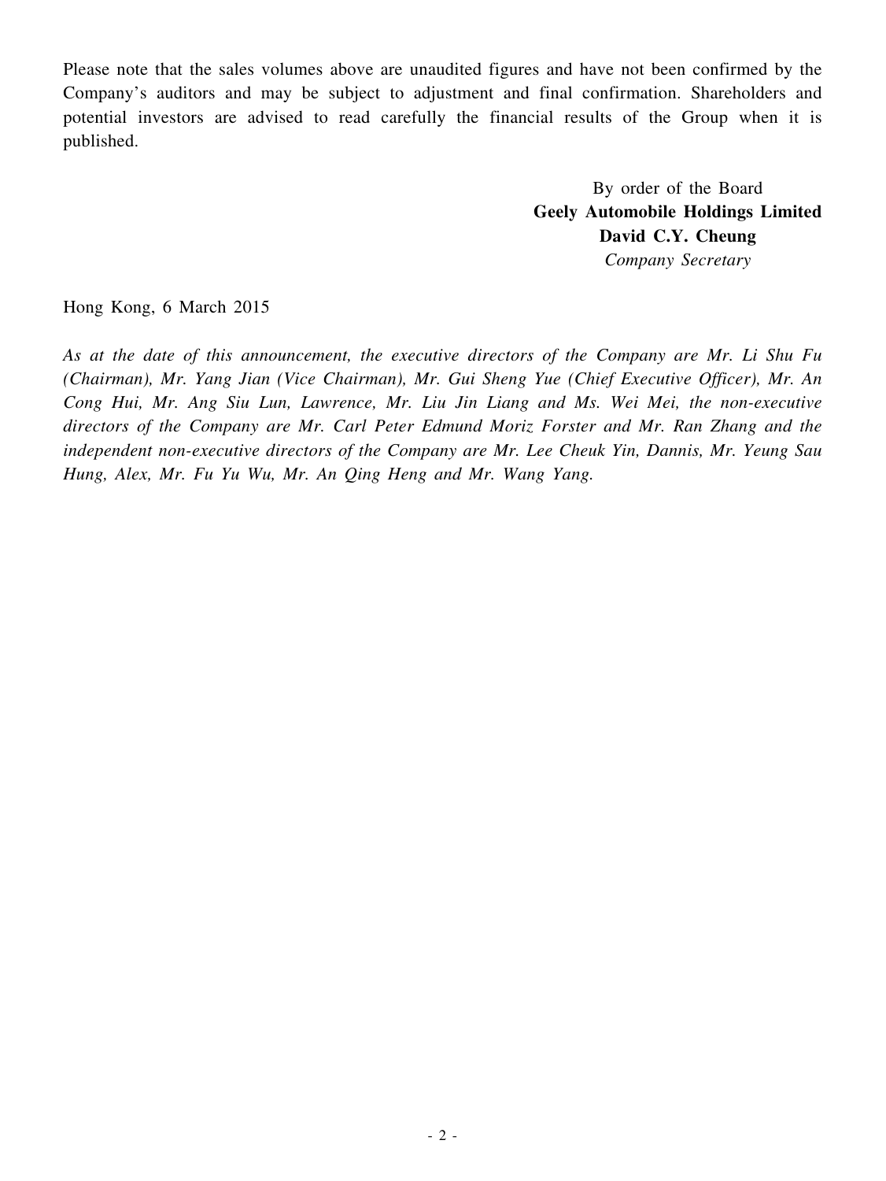Please note that the sales volumes above are unaudited figures and have not been confirmed by the Company's auditors and may be subject to adjustment and final confirmation. Shareholders and potential investors are advised to read carefully the financial results of the Group when it is published.

By order of the Board
**Geely Automobile Holdings Limited**
**David C.Y. Cheung**
*Company Secretary*

Hong Kong, 6 March 2015

*As at the date of this announcement, the executive directors of the Company are Mr. Li Shu Fu (Chairman), Mr. Yang Jian (Vice Chairman), Mr. Gui Sheng Yue (Chief Executive Officer), Mr. An Cong Hui, Mr. Ang Siu Lun, Lawrence, Mr. Liu Jin Liang and Ms. Wei Mei, the non-executive directors of the Company are Mr. Carl Peter Edmund Moriz Forster and Mr. Ran Zhang and the independent non-executive directors of the Company are Mr. Lee Cheuk Yin, Dannis, Mr. Yeung Sau Hung, Alex, Mr. Fu Yu Wu, Mr. An Qing Heng and Mr. Wang Yang.*